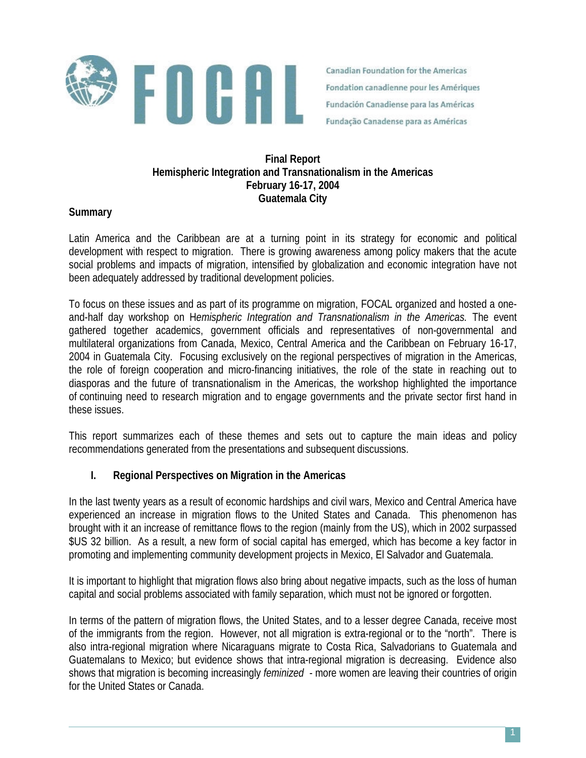FOCAL

Canadian Foundation for the Americas
Fondation canadienne pour les Amériques
Fundación Canadiense para las Américas
Fundação Canadense para as Américas

**Final Report**
**Hemispheric Integration and Transnationalism in the Americas**
**February 16-17, 2004**
**Guatemala City**

## Summary

Latin America and the Caribbean are at a turning point in its strategy for economic and political development with respect to migration. There is growing awareness among policy makers that the acute social problems and impacts of migration, intensified by globalization and economic integration have not been adequately addressed by traditional development policies.

To focus on these issues and as part of its programme on migration, FOCAL organized and hosted a one-and-half day workshop on H*emispheric Integration and Transnationalism in the Americas.* The event gathered together academics, government officials and representatives of non-governmental and multilateral organizations from Canada, Mexico, Central America and the Caribbean on February 16-17, 2004 in Guatemala City. Focusing exclusively on the regional perspectives of migration in the Americas, the role of foreign cooperation and micro-financing initiatives, the role of the state in reaching out to diasporas and the future of transnationalism in the Americas, the workshop highlighted the importance of continuing need to research migration and to engage governments and the private sector first hand in these issues.

This report summarizes each of these themes and sets out to capture the main ideas and policy recommendations generated from the presentations and subsequent discussions.

## I. Regional Perspectives on Migration in the Americas

In the last twenty years as a result of economic hardships and civil wars, Mexico and Central America have experienced an increase in migration flows to the United States and Canada. This phenomenon has brought with it an increase of remittance flows to the region (mainly from the US), which in 2002 surpassed $US 32 billion. As a result, a new form of social capital has emerged, which has become a key factor in promoting and implementing community development projects in Mexico, El Salvador and Guatemala.

It is important to highlight that migration flows also bring about negative impacts, such as the loss of human capital and social problems associated with family separation, which must not be ignored or forgotten.

In terms of the pattern of migration flows, the United States, and to a lesser degree Canada, receive most of the immigrants from the region. However, not all migration is extra-regional or to the "north". There is also intra-regional migration where Nicaraguans migrate to Costa Rica, Salvadorians to Guatemala and Guatemalans to Mexico; but evidence shows that intra-regional migration is decreasing. Evidence also shows that migration is becoming increasingly *feminized* - more women are leaving their countries of origin for the United States or Canada.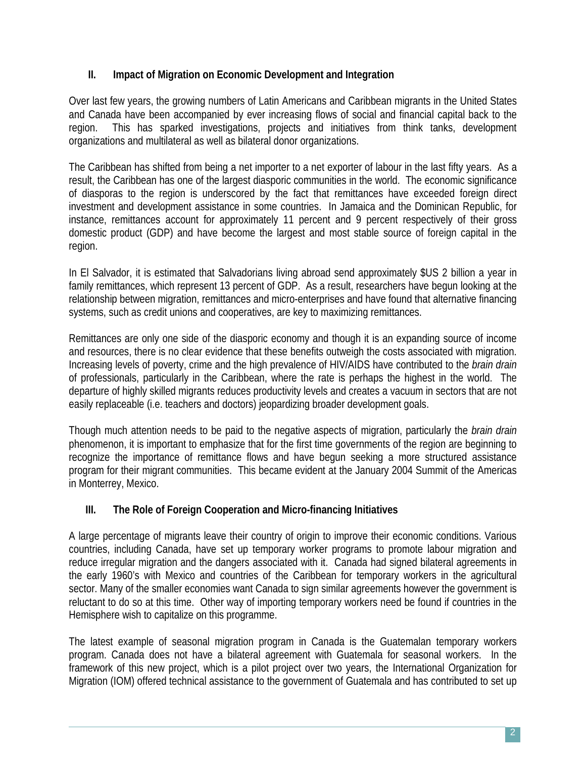## II. Impact of Migration on Economic Development and Integration

Over last few years, the growing numbers of Latin Americans and Caribbean migrants in the United States and Canada have been accompanied by ever increasing flows of social and financial capital back to the region. This has sparked investigations, projects and initiatives from think tanks, development organizations and multilateral as well as bilateral donor organizations.

The Caribbean has shifted from being a net importer to a net exporter of labour in the last fifty years. As a result, the Caribbean has one of the largest diasporic communities in the world. The economic significance of diasporas to the region is underscored by the fact that remittances have exceeded foreign direct investment and development assistance in some countries. In Jamaica and the Dominican Republic, for instance, remittances account for approximately 11 percent and 9 percent respectively of their gross domestic product (GDP) and have become the largest and most stable source of foreign capital in the region.

In El Salvador, it is estimated that Salvadorians living abroad send approximately $US 2 billion a year in family remittances, which represent 13 percent of GDP. As a result, researchers have begun looking at the relationship between migration, remittances and micro-enterprises and have found that alternative financing systems, such as credit unions and cooperatives, are key to maximizing remittances.

Remittances are only one side of the diasporic economy and though it is an expanding source of income and resources, there is no clear evidence that these benefits outweigh the costs associated with migration. Increasing levels of poverty, crime and the high prevalence of HIV/AIDS have contributed to the *brain drain* of professionals, particularly in the Caribbean, where the rate is perhaps the highest in the world. The departure of highly skilled migrants reduces productivity levels and creates a vacuum in sectors that are not easily replaceable (i.e. teachers and doctors) jeopardizing broader development goals.

Though much attention needs to be paid to the negative aspects of migration, particularly the *brain drain* phenomenon, it is important to emphasize that for the first time governments of the region are beginning to recognize the importance of remittance flows and have begun seeking a more structured assistance program for their migrant communities. This became evident at the January 2004 Summit of the Americas in Monterrey, Mexico.

## III. The Role of Foreign Cooperation and Micro-financing Initiatives

A large percentage of migrants leave their country of origin to improve their economic conditions. Various countries, including Canada, have set up temporary worker programs to promote labour migration and reduce irregular migration and the dangers associated with it. Canada had signed bilateral agreements in the early 1960's with Mexico and countries of the Caribbean for temporary workers in the agricultural sector. Many of the smaller economies want Canada to sign similar agreements however the government is reluctant to do so at this time. Other way of importing temporary workers need be found if countries in the Hemisphere wish to capitalize on this programme.

The latest example of seasonal migration program in Canada is the Guatemalan temporary workers program. Canada does not have a bilateral agreement with Guatemala for seasonal workers. In the framework of this new project, which is a pilot project over two years, the International Organization for Migration (IOM) offered technical assistance to the government of Guatemala and has contributed to set up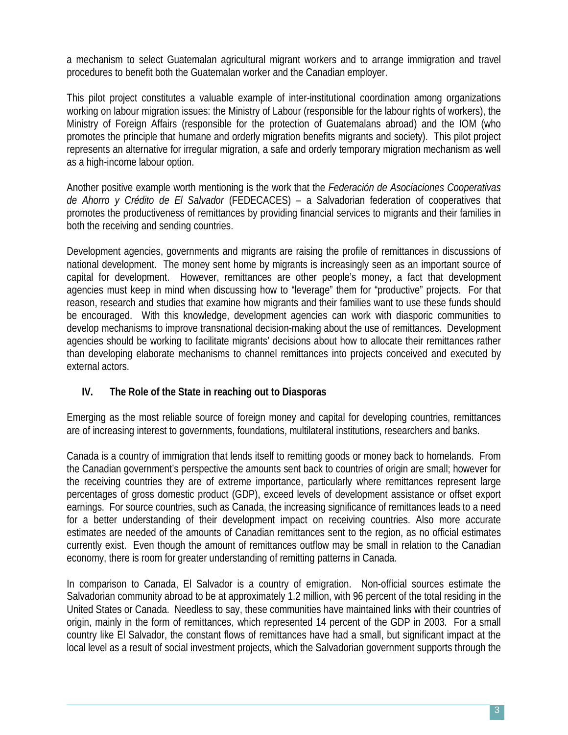a mechanism to select Guatemalan agricultural migrant workers and to arrange immigration and travel procedures to benefit both the Guatemalan worker and the Canadian employer.

This pilot project constitutes a valuable example of inter-institutional coordination among organizations working on labour migration issues: the Ministry of Labour (responsible for the labour rights of workers), the Ministry of Foreign Affairs (responsible for the protection of Guatemalans abroad) and the IOM (who promotes the principle that humane and orderly migration benefits migrants and society). This pilot project represents an alternative for irregular migration, a safe and orderly temporary migration mechanism as well as a high-income labour option.

Another positive example worth mentioning is the work that the *Federación de Asociaciones Cooperativas de Ahorro y Crédito de El Salvador* (FEDECACES) – a Salvadorian federation of cooperatives that promotes the productiveness of remittances by providing financial services to migrants and their families in both the receiving and sending countries.

Development agencies, governments and migrants are raising the profile of remittances in discussions of national development. The money sent home by migrants is increasingly seen as an important source of capital for development. However, remittances are other people's money, a fact that development agencies must keep in mind when discussing how to "leverage" them for "productive" projects. For that reason, research and studies that examine how migrants and their families want to use these funds should be encouraged. With this knowledge, development agencies can work with diasporic communities to develop mechanisms to improve transnational decision-making about the use of remittances. Development agencies should be working to facilitate migrants' decisions about how to allocate their remittances rather than developing elaborate mechanisms to channel remittances into projects conceived and executed by external actors.

## IV. The Role of the State in reaching out to Diasporas

Emerging as the most reliable source of foreign money and capital for developing countries, remittances are of increasing interest to governments, foundations, multilateral institutions, researchers and banks.

Canada is a country of immigration that lends itself to remitting goods or money back to homelands. From the Canadian government's perspective the amounts sent back to countries of origin are small; however for the receiving countries they are of extreme importance, particularly where remittances represent large percentages of gross domestic product (GDP), exceed levels of development assistance or offset export earnings. For source countries, such as Canada, the increasing significance of remittances leads to a need for a better understanding of their development impact on receiving countries. Also more accurate estimates are needed of the amounts of Canadian remittances sent to the region, as no official estimates currently exist. Even though the amount of remittances outflow may be small in relation to the Canadian economy, there is room for greater understanding of remitting patterns in Canada.

In comparison to Canada, El Salvador is a country of emigration. Non-official sources estimate the Salvadorian community abroad to be at approximately 1.2 million, with 96 percent of the total residing in the United States or Canada. Needless to say, these communities have maintained links with their countries of origin, mainly in the form of remittances, which represented 14 percent of the GDP in 2003. For a small country like El Salvador, the constant flows of remittances have had a small, but significant impact at the local level as a result of social investment projects, which the Salvadorian government supports through the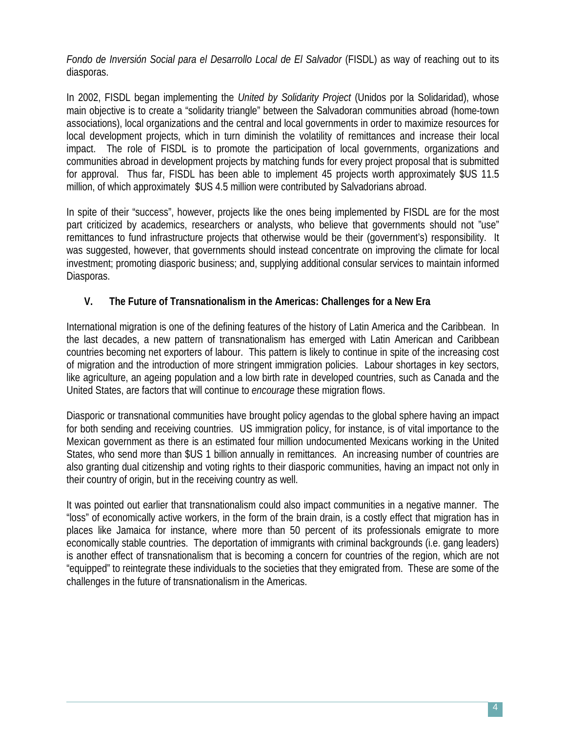*Fondo de Inversión Social para el Desarrollo Local de El Salvador* (FISDL) as way of reaching out to its diasporas.

In 2002, FISDL began implementing the *United by Solidarity Project* (Unidos por la Solidaridad), whose main objective is to create a "solidarity triangle" between the Salvadoran communities abroad (home-town associations), local organizations and the central and local governments in order to maximize resources for local development projects, which in turn diminish the volatility of remittances and increase their local impact. The role of FISDL is to promote the participation of local governments, organizations and communities abroad in development projects by matching funds for every project proposal that is submitted for approval. Thus far, FISDL has been able to implement 45 projects worth approximately $US 11.5 million, of which approximately $US 4.5 million were contributed by Salvadorians abroad.

In spite of their "success", however, projects like the ones being implemented by FISDL are for the most part criticized by academics, researchers or analysts, who believe that governments should not "use" remittances to fund infrastructure projects that otherwise would be their (government's) responsibility. It was suggested, however, that governments should instead concentrate on improving the climate for local investment; promoting diasporic business; and, supplying additional consular services to maintain informed Diasporas.

## V. The Future of Transnationalism in the Americas: Challenges for a New Era

International migration is one of the defining features of the history of Latin America and the Caribbean. In the last decades, a new pattern of transnationalism has emerged with Latin American and Caribbean countries becoming net exporters of labour. This pattern is likely to continue in spite of the increasing cost of migration and the introduction of more stringent immigration policies. Labour shortages in key sectors, like agriculture, an ageing population and a low birth rate in developed countries, such as Canada and the United States, are factors that will continue to *encourage* these migration flows.

Diasporic or transnational communities have brought policy agendas to the global sphere having an impact for both sending and receiving countries. US immigration policy, for instance, is of vital importance to the Mexican government as there is an estimated four million undocumented Mexicans working in the United States, who send more than $US 1 billion annually in remittances. An increasing number of countries are also granting dual citizenship and voting rights to their diasporic communities, having an impact not only in their country of origin, but in the receiving country as well.

It was pointed out earlier that transnationalism could also impact communities in a negative manner. The "loss" of economically active workers, in the form of the brain drain, is a costly effect that migration has in places like Jamaica for instance, where more than 50 percent of its professionals emigrate to more economically stable countries. The deportation of immigrants with criminal backgrounds (i.e. gang leaders) is another effect of transnationalism that is becoming a concern for countries of the region, which are not "equipped" to reintegrate these individuals to the societies that they emigrated from. These are some of the challenges in the future of transnationalism in the Americas.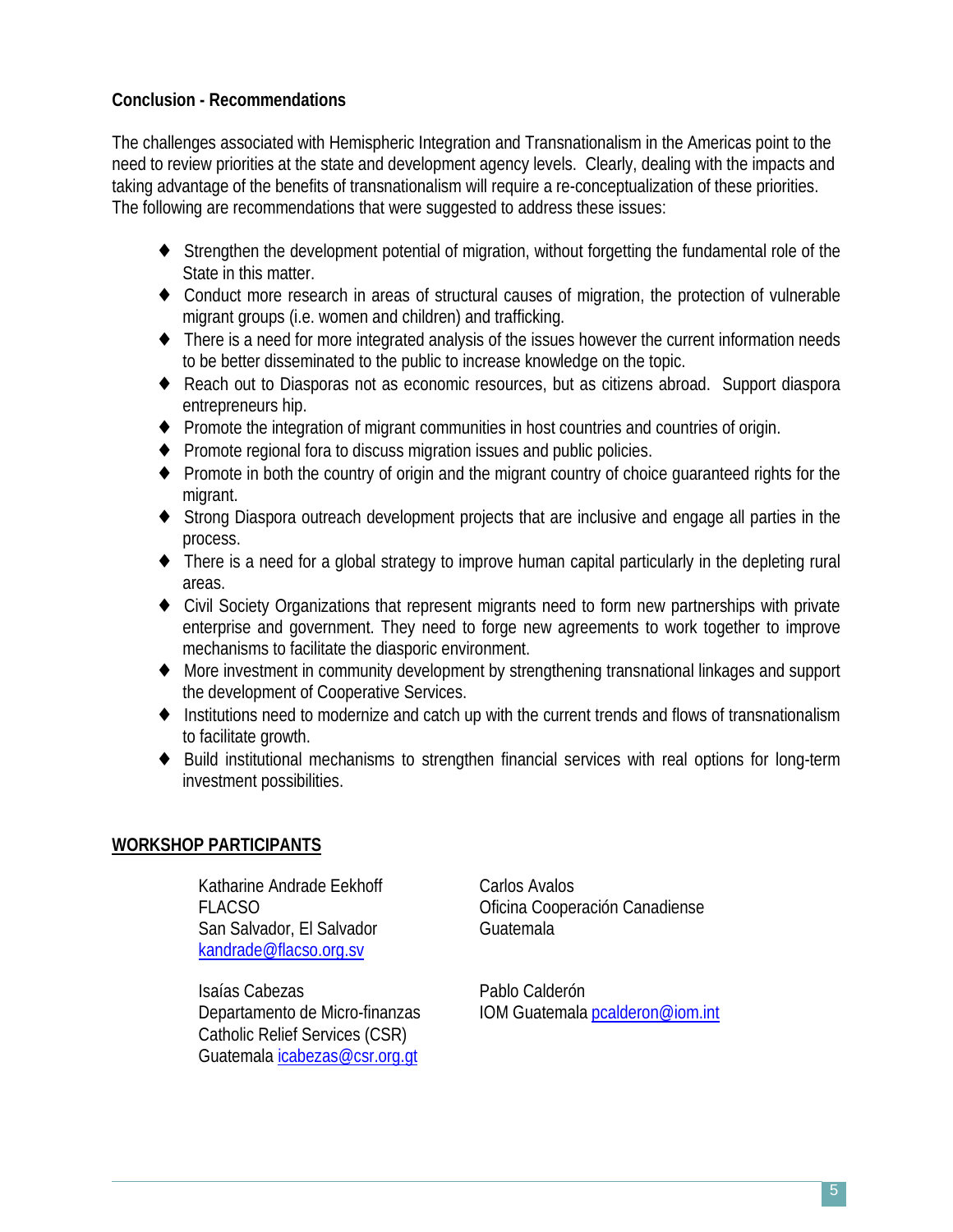**Conclusion - Recommendations**

The challenges associated with Hemispheric Integration and Transnationalism in the Americas point to the need to review priorities at the state and development agency levels. Clearly, dealing with the impacts and taking advantage of the benefits of transnationalism will require a re-conceptualization of these priorities. The following are recommendations that were suggested to address these issues:

- Strengthen the development potential of migration, without forgetting the fundamental role of the State in this matter.
- Conduct more research in areas of structural causes of migration, the protection of vulnerable migrant groups (i.e. women and children) and trafficking.
- There is a need for more integrated analysis of the issues however the current information needs to be better disseminated to the public to increase knowledge on the topic.
- Reach out to Diasporas not as economic resources, but as citizens abroad. Support diaspora entrepreneurs hip.
- Promote the integration of migrant communities in host countries and countries of origin.
- Promote regional fora to discuss migration issues and public policies.
- Promote in both the country of origin and the migrant country of choice guaranteed rights for the migrant.
- Strong Diaspora outreach development projects that are inclusive and engage all parties in the process.
- There is a need for a global strategy to improve human capital particularly in the depleting rural areas.
- Civil Society Organizations that represent migrants need to form new partnerships with private enterprise and government. They need to forge new agreements to work together to improve mechanisms to facilitate the diasporic environment.
- More investment in community development by strengthening transnational linkages and support the development of Cooperative Services.
- Institutions need to modernize and catch up with the current trends and flows of transnationalism to facilitate growth.
- Build institutional mechanisms to strengthen financial services with real options for long-term investment possibilities.

**WORKSHOP PARTICIPANTS**

Katharine Andrade Eekhoff
FLACSO
San Salvador, El Salvador
kandrade@flacso.org.sv

Carlos Avalos
Oficina Cooperación Canadiense
Guatemala

Isaías Cabezas
Departamento de Micro-finanzas
Catholic Relief Services (CSR)
Guatemala icabezas@csr.org.gt

Pablo Calderón
IOM Guatemala pcalderon@iom.int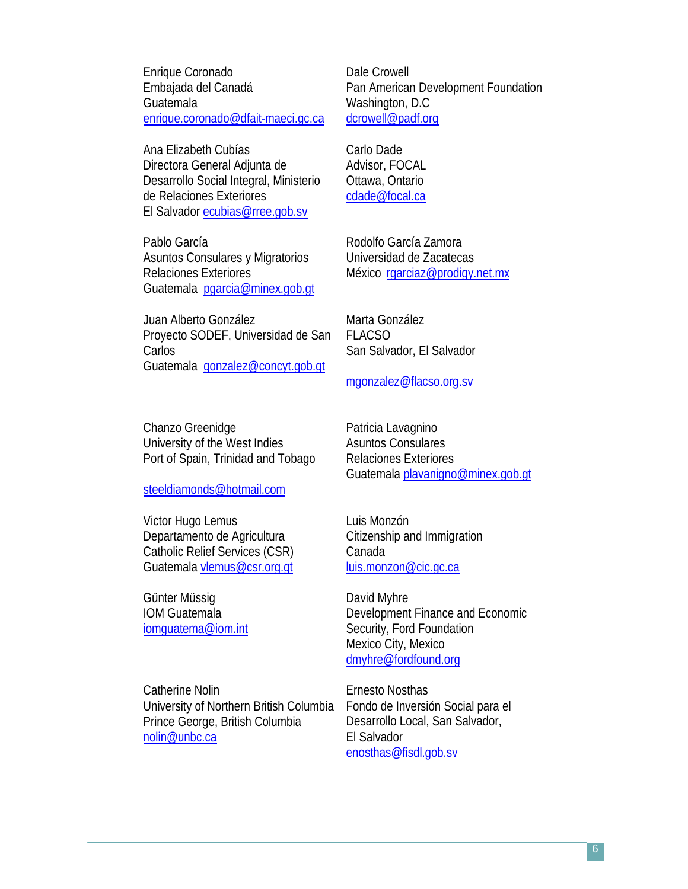Enrique Coronado
Embajada del Canadá
Guatemala
enrique.coronado@dfait-maeci.gc.ca

Dale Crowell
Pan American Development Foundation
Washington, D.C
dcrowell@padf.org

Ana Elizabeth Cubías
Directora General Adjunta de Desarrollo Social Integral, Ministerio de Relaciones Exteriores
El Salvador ecubias@rree.gob.sv

Carlo Dade
Advisor, FOCAL
Ottawa, Ontario
cdade@focal.ca

Pablo García
Asuntos Consulares y Migratorios
Relaciones Exteriores
Guatemala pgarcia@minex.gob.gt

Rodolfo García Zamora
Universidad de Zacatecas
México rgarciaz@prodigy.net.mx

Juan Alberto González
Proyecto SODEF, Universidad de San Carlos
Guatemala gonzalez@concyt.gob.gt

Marta González
FLACSO
San Salvador, El Salvador

mgonzalez@flacso.org.sv

Chanzo Greenidge
University of the West Indies
Port of Spain, Trinidad and Tobago

steeldiamonds@hotmail.com

Patricia Lavagnino
Asuntos Consulares
Relaciones Exteriores
Guatemala plavanigno@minex.gob.gt

Victor Hugo Lemus
Departamento de Agricultura
Catholic Relief Services (CSR)
Guatemala vlemus@csr.org.gt

Luis Monzón
Citizenship and Immigration
Canada
luis.monzon@cic.gc.ca

Günter Müssig
IOM Guatemala
iomguatema@iom.int

David Myhre
Development Finance and Economic Security, Ford Foundation
Mexico City, Mexico
dmyhre@fordfound.org

Catherine Nolin
University of Northern British Columbia
Prince George, British Columbia
nolin@unbc.ca

Ernesto Nosthas
Fondo de Inversión Social para el Desarrollo Local, San Salvador,
El Salvador
enosthas@fisdl.gob.sv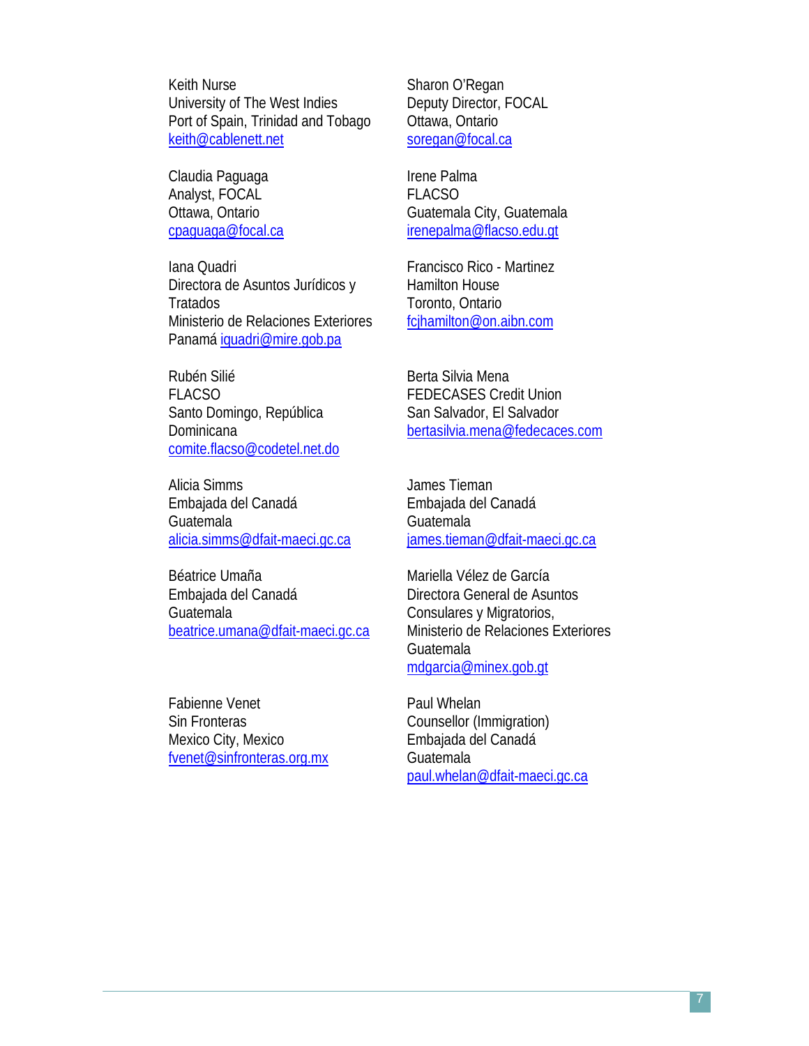Keith Nurse
University of The West Indies
Port of Spain, Trinidad and Tobago
keith@cablenett.net

Sharon O'Regan
Deputy Director, FOCAL
Ottawa, Ontario
soregan@focal.ca

Claudia Paguaga
Analyst, FOCAL
Ottawa, Ontario
cpaguaga@focal.ca

Irene Palma
FLACSO
Guatemala City, Guatemala
irenepalma@flacso.edu.gt

Iana Quadri
Directora de Asuntos Jurídicos y Tratados
Ministerio de Relaciones Exteriores
Panamá iquadri@mire.gob.pa

Francisco Rico - Martinez
Hamilton House
Toronto, Ontario
fcjhamilton@on.aibn.com

Rubén Silié
FLACSO
Santo Domingo, República Dominicana
comite.flacso@codetel.net.do

Berta Silvia Mena
FEDECASES Credit Union
San Salvador, El Salvador
bertasilvia.mena@fedecaces.com

Alicia Simms
Embajada del Canadá
Guatemala
alicia.simms@dfait-maeci.gc.ca

James Tieman
Embajada del Canadá
Guatemala
james.tieman@dfait-maeci.gc.ca

Béatrice Umaña
Embajada del Canadá
Guatemala
beatrice.umana@dfait-maeci.gc.ca

Mariella Vélez de García
Directora General de Asuntos Consulares y Migratorios,
Ministerio de Relaciones Exteriores
Guatemala
mdgarcia@minex.gob.gt

Fabienne Venet
Sin Fronteras
Mexico City, Mexico
fvenet@sinfronteras.org.mx

Paul Whelan
Counsellor (Immigration)
Embajada del Canadá
Guatemala
paul.whelan@dfait-maeci.gc.ca